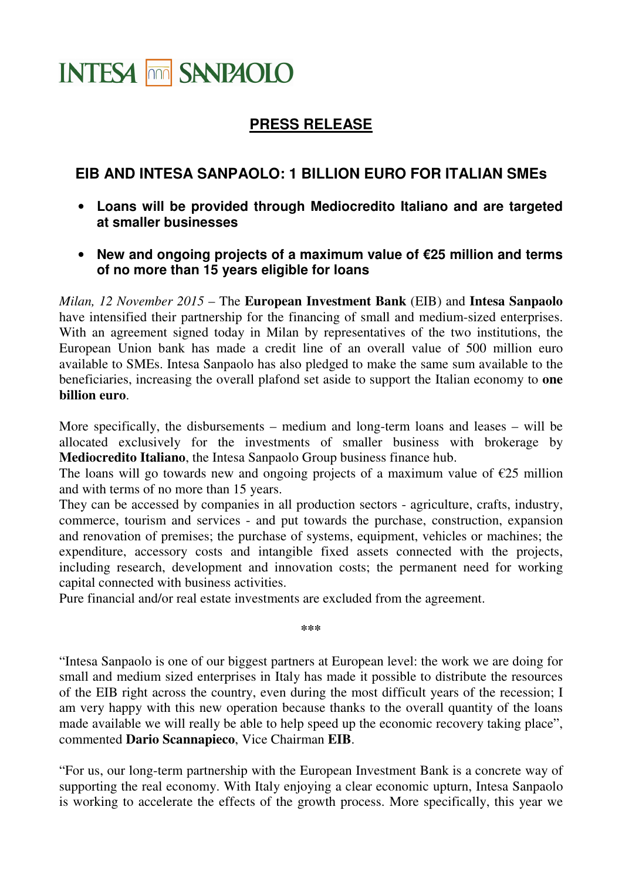INTESA SANPAOLO

## PRESS RELEASE

# EIB AND INTESA SANPAOLO: 1 BILLION EURO FOR ITALIAN SMEs

- **Loans will be provided through Mediocredito Italiano and are targeted at smaller businesses**
- **New and ongoing projects of a maximum value of €25 million and terms of no more than 15 years eligible for loans**

*Milan, 12 November 2015* – The **European Investment Bank** (EIB) and **Intesa Sanpaolo** have intensified their partnership for the financing of small and medium-sized enterprises. With an agreement signed today in Milan by representatives of the two institutions, the European Union bank has made a credit line of an overall value of 500 million euro available to SMEs. Intesa Sanpaolo has also pledged to make the same sum available to the beneficiaries, increasing the overall plafond set aside to support the Italian economy to **one billion euro**.

More specifically, the disbursements – medium and long-term loans and leases – will be allocated exclusively for the investments of smaller business with brokerage by **Mediocredito Italiano**, the Intesa Sanpaolo Group business finance hub.
The loans will go towards new and ongoing projects of a maximum value of €25 million and with terms of no more than 15 years.
They can be accessed by companies in all production sectors - agriculture, crafts, industry, commerce, tourism and services - and put towards the purchase, construction, expansion and renovation of premises; the purchase of systems, equipment, vehicles or machines; the expenditure, accessory costs and intangible fixed assets connected with the projects, including research, development and innovation costs; the permanent need for working capital connected with business activities.
Pure financial and/or real estate investments are excluded from the agreement.

***

"Intesa Sanpaolo is one of our biggest partners at European level: the work we are doing for small and medium sized enterprises in Italy has made it possible to distribute the resources of the EIB right across the country, even during the most difficult years of the recession; I am very happy with this new operation because thanks to the overall quantity of the loans made available we will really be able to help speed up the economic recovery taking place", commented **Dario Scannapieco**, Vice Chairman **EIB**.

"For us, our long-term partnership with the European Investment Bank is a concrete way of supporting the real economy. With Italy enjoying a clear economic upturn, Intesa Sanpaolo is working to accelerate the effects of the growth process. More specifically, this year we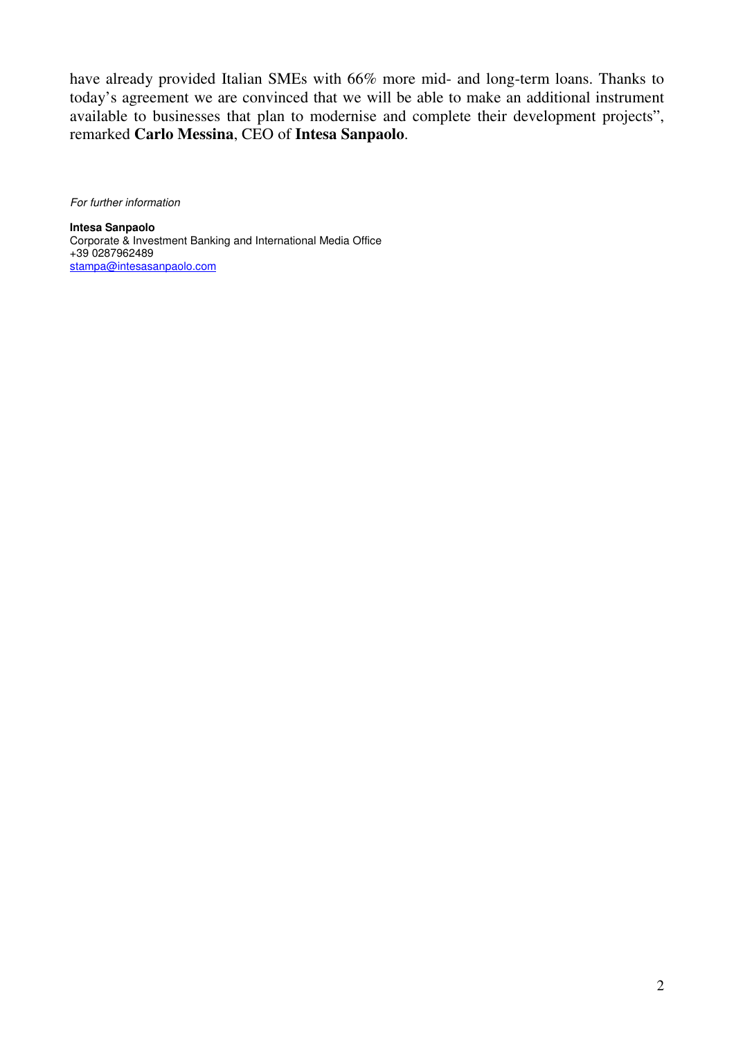have already provided Italian SMEs with 66% more mid- and long-term loans. Thanks to today's agreement we are convinced that we will be able to make an additional instrument available to businesses that plan to modernise and complete their development projects", remarked **Carlo Messina**, CEO of **Intesa Sanpaolo**.

*For further information*

**Intesa Sanpaolo**
Corporate & Investment Banking and International Media Office
+39 0287962489
stampa@intesasanpaolo.com